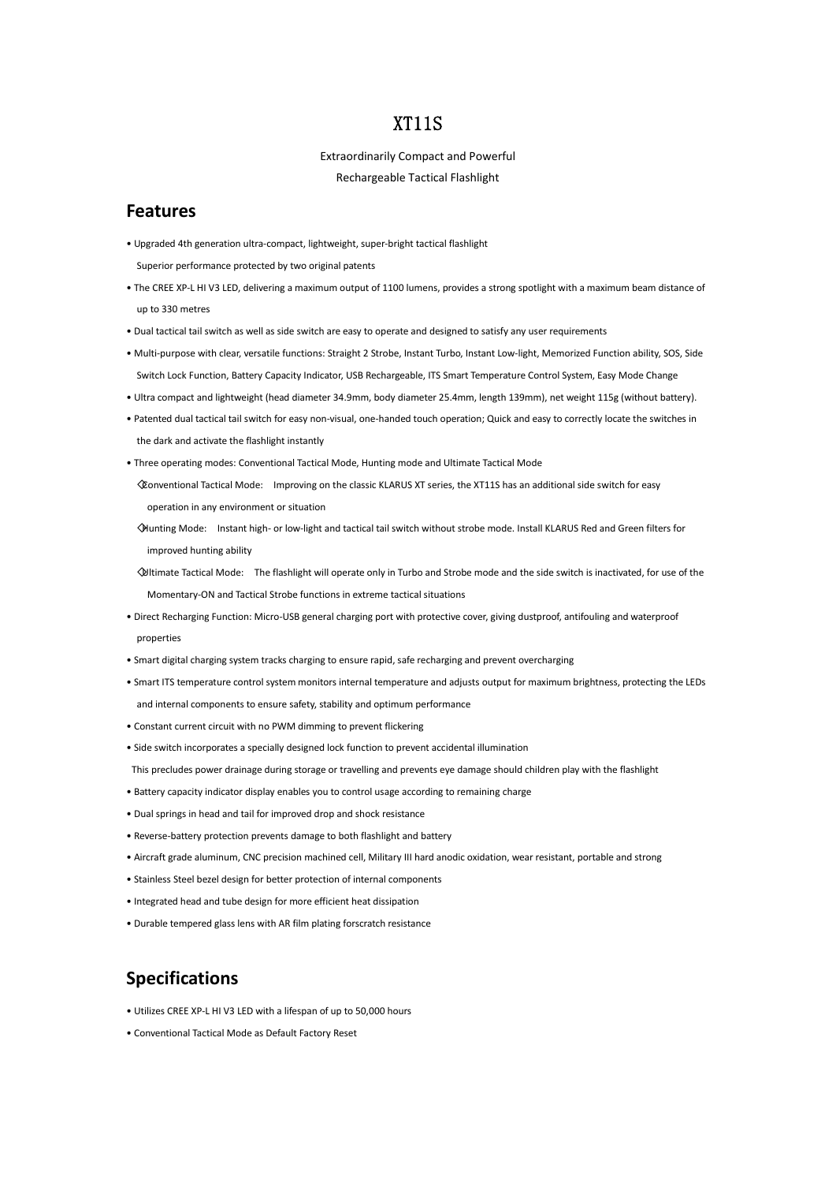# XT11S

Extraordinarily Compact and Powerful
Rechargeable Tactical Flashlight

## Features

- Upgraded 4th generation ultra-compact, lightweight, super-bright tactical flashlight
  Superior performance protected by two original patents
- The CREE XP-L HI V3 LED, delivering a maximum output of 1100 lumens, provides a strong spotlight with a maximum beam distance of up to 330 metres
- Dual tactical tail switch as well as side switch are easy to operate and designed to satisfy any user requirements
- Multi-purpose with clear, versatile functions: Straight 2 Strobe, Instant Turbo, Instant Low-light, Memorized Function ability, SOS, Side Switch Lock Function, Battery Capacity Indicator, USB Rechargeable, ITS Smart Temperature Control System, Easy Mode Change
- Ultra compact and lightweight (head diameter 34.9mm, body diameter 25.4mm, length 139mm), net weight 115g (without battery).
- Patented dual tactical tail switch for easy non-visual, one-handed touch operation; Quick and easy to correctly locate the switches in the dark and activate the flashlight instantly
- Three operating modes: Conventional Tactical Mode, Hunting mode and Ultimate Tactical Mode
  - ◇Conventional Tactical Mode: Improving on the classic KLARUS XT series, the XT11S has an additional side switch for easy operation in any environment or situation
  - ◇Hunting Mode: Instant high- or low-light and tactical tail switch without strobe mode. Install KLARUS Red and Green filters for improved hunting ability
  - ◇Ultimate Tactical Mode: The flashlight will operate only in Turbo and Strobe mode and the side switch is inactivated, for use of the Momentary-ON and Tactical Strobe functions in extreme tactical situations
- Direct Recharging Function: Micro-USB general charging port with protective cover, giving dustproof, antifouling and waterproof properties
- Smart digital charging system tracks charging to ensure rapid, safe recharging and prevent overcharging
- Smart ITS temperature control system monitors internal temperature and adjusts output for maximum brightness, protecting the LEDs and internal components to ensure safety, stability and optimum performance
- Constant current circuit with no PWM dimming to prevent flickering
- Side switch incorporates a specially designed lock function to prevent accidental illumination
  This precludes power drainage during storage or travelling and prevents eye damage should children play with the flashlight
- Battery capacity indicator display enables you to control usage according to remaining charge
- Dual springs in head and tail for improved drop and shock resistance
- Reverse-battery protection prevents damage to both flashlight and battery
- Aircraft grade aluminum, CNC precision machined cell, Military III hard anodic oxidation, wear resistant, portable and strong
- Stainless Steel bezel design for better protection of internal components
- Integrated head and tube design for more efficient heat dissipation
- Durable tempered glass lens with AR film plating forscratch resistance

## Specifications

- Utilizes CREE XP-L HI V3 LED with a lifespan of up to 50,000 hours
- Conventional Tactical Mode as Default Factory Reset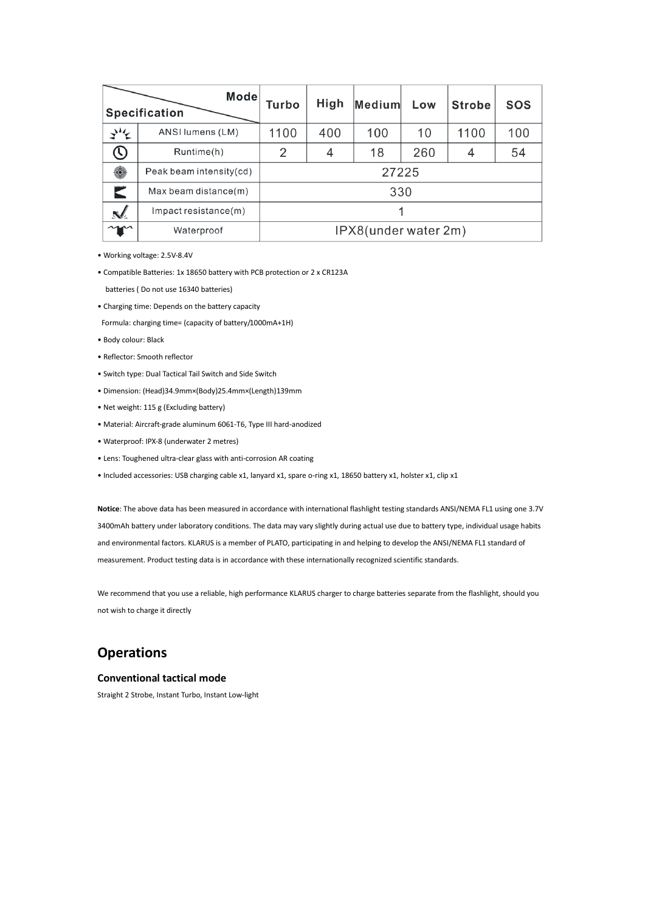| Specification \ Mode | | Turbo | High | Medium | Low | Strobe | SOS |
|---|---|---|---|---|---|---|---|
| | ANSI lumens (LM) | 1100 | 400 | 100 | 10 | 1100 | 100 |
| | Runtime(h) | 2 | 4 | 18 | 260 | 4 | 54 |
| | Peak beam intensity(cd) | 27225 | | | | | |
| | Max beam distance(m) | 330 | | | | | |
| | Impact resistance(m) | 1 | | | | | |
| | Waterproof | IPX8(under water 2m) | | | | | |

- Working voltage: 2.5V-8.4V
- Compatible Batteries: 1x 18650 battery with PCB protection or 2 x CR123A batteries ( Do not use 16340 batteries)
- Charging time: Depends on the battery capacity
  Formula: charging time= (capacity of battery/1000mA+1H)
- Body colour: Black
- Reflector: Smooth reflector
- Switch type: Dual Tactical Tail Switch and Side Switch
- Dimension: (Head)34.9mm×(Body)25.4mm×(Length)139mm
- Net weight: 115 g (Excluding battery)
- Material: Aircraft-grade aluminum 6061-T6, Type III hard-anodized
- Waterproof: IPX-8 (underwater 2 metres)
- Lens: Toughened ultra-clear glass with anti-corrosion AR coating
- Included accessories: USB charging cable x1, lanyard x1, spare o-ring x1, 18650 battery x1, holster x1, clip x1

**Notice**: The above data has been measured in accordance with international flashlight testing standards ANSI/NEMA FL1 using one 3.7V 3400mAh battery under laboratory conditions. The data may vary slightly during actual use due to battery type, individual usage habits and environmental factors. KLARUS is a member of PLATO, participating in and helping to develop the ANSI/NEMA FL1 standard of measurement. Product testing data is in accordance with these internationally recognized scientific standards.

We recommend that you use a reliable, high performance KLARUS charger to charge batteries separate from the flashlight, should you not wish to charge it directly

## Operations

### Conventional tactical mode

Straight 2 Strobe, Instant Turbo, Instant Low-light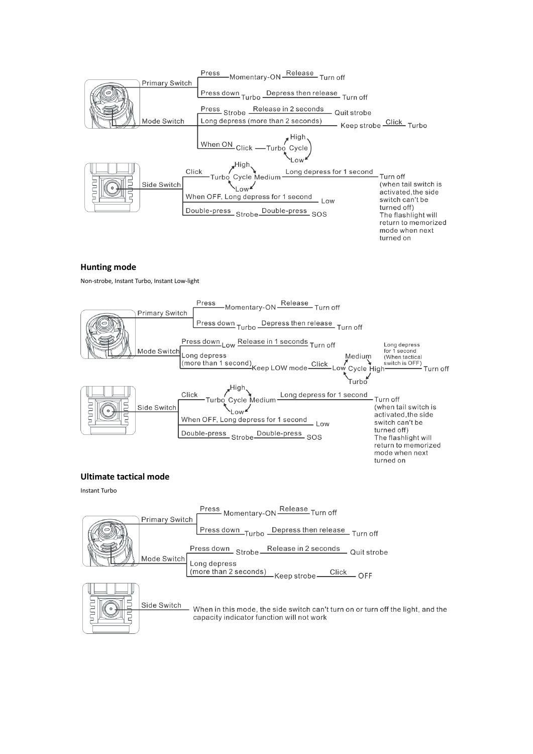Primary Switch
- Press — Momentary-ON — Release — Turn off
- Press down — Turbo — Depress then release — Turn off

Mode Switch
- Press — Strobe — Release in 2 seconds — Quit strobe
- Long depress (more than 2 seconds) — Keep strobe — Click — Turbo
- When ON — Click — Turbo ↔ Cycle (High, Low)

Side Switch
- Click — Turbo — Cycle (High, Medium, Low) — Long depress for 1 second — Turn off (when tail switch is activated,the side switch can't be turned off) The flashlight will return to memorized mode when next turned on
- When OFF, Long depress for 1 second — Low
- Double-press — Strobe — Double-press — SOS

## Hunting mode

Non-strobe, Instant Turbo, Instant Low-light

Primary Switch
- Press — Momentary-ON — Release — Turn off
- Press down — Turbo — Depress then release — Turn off

Mode Switch
- Press down — Low — Release in 1 seconds — Turn off
- Long depress (more than 1 second) — Keep LOW mode — Click — Low — Cycle (Medium, High, Turbo) — High — Long depress for 1 second (When tactical switch is OFF) — Turn off

Side Switch
- Click — Turbo — Cycle (High, Medium, Low) — Long depress for 1 second — Turn off (when tail switch is activated,the side switch can't be turned off) The flashlight will return to memorized mode when next turned on
- When OFF, Long depress for 1 second — Low
- Double-press — Strobe — Double-press — SOS

## Ultimate tactical mode

Instant Turbo

Primary Switch
- Press — Momentary-ON — Release — Turn off
- Press down — Turbo — Depress then release — Turn off

Mode Switch
- Press down — Strobe — Release in 2 seconds — Quit strobe
- Long depress (more than 2 seconds) — Keep strobe — Click — OFF

Side Switch
- When in this mode, the side switch can't turn on or turn off the light, and the capacity indicator function will not work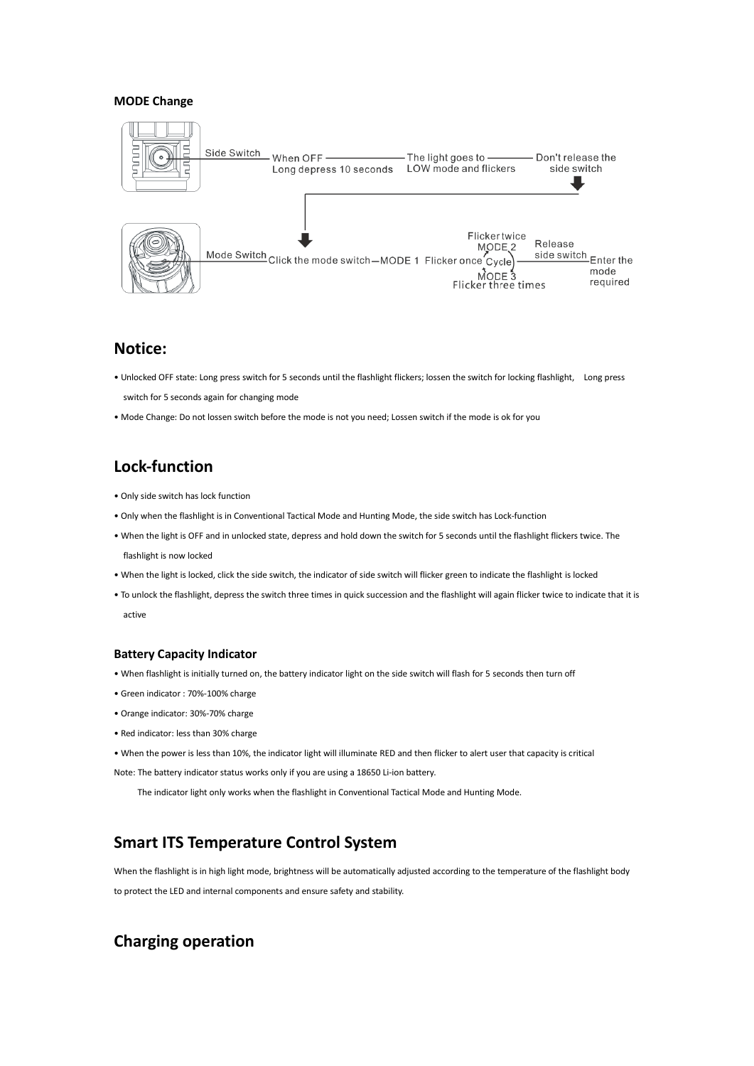### MODE Change

Side Switch — When OFF Long depress 10 seconds — The light goes to LOW mode and flickers — Don't release the side switch

Mode Switch — Click the mode switch — MODE 1 Flicker once — MODE 2 Flicker twice — MODE 3 Flicker three times (Cycle) — Release side switch — Enter the mode required

## Notice:

- Unlocked OFF state: Long press switch for 5 seconds until the flashlight flickers; lossen the switch for locking flashlight, Long press switch for 5 seconds again for changing mode
- Mode Change: Do not lossen switch before the mode is not you need; Lossen switch if the mode is ok for you

## Lock-function

- Only side switch has lock function
- Only when the flashlight is in Conventional Tactical Mode and Hunting Mode, the side switch has Lock-function
- When the light is OFF and in unlocked state, depress and hold down the switch for 5 seconds until the flashlight flickers twice. The flashlight is now locked
- When the light is locked, click the side switch, the indicator of side switch will flicker green to indicate the flashlight is locked
- To unlock the flashlight, depress the switch three times in quick succession and the flashlight will again flicker twice to indicate that it is active

### Battery Capacity Indicator

- When flashlight is initially turned on, the battery indicator light on the side switch will flash for 5 seconds then turn off
- Green indicator : 70%-100% charge
- Orange indicator: 30%-70% charge
- Red indicator: less than 30% charge
- When the power is less than 10%, the indicator light will illuminate RED and then flicker to alert user that capacity is critical

Note: The battery indicator status works only if you are using a 18650 Li-ion battery.

The indicator light only works when the flashlight in Conventional Tactical Mode and Hunting Mode.

## Smart ITS Temperature Control System

When the flashlight is in high light mode, brightness will be automatically adjusted according to the temperature of the flashlight body to protect the LED and internal components and ensure safety and stability.

## Charging operation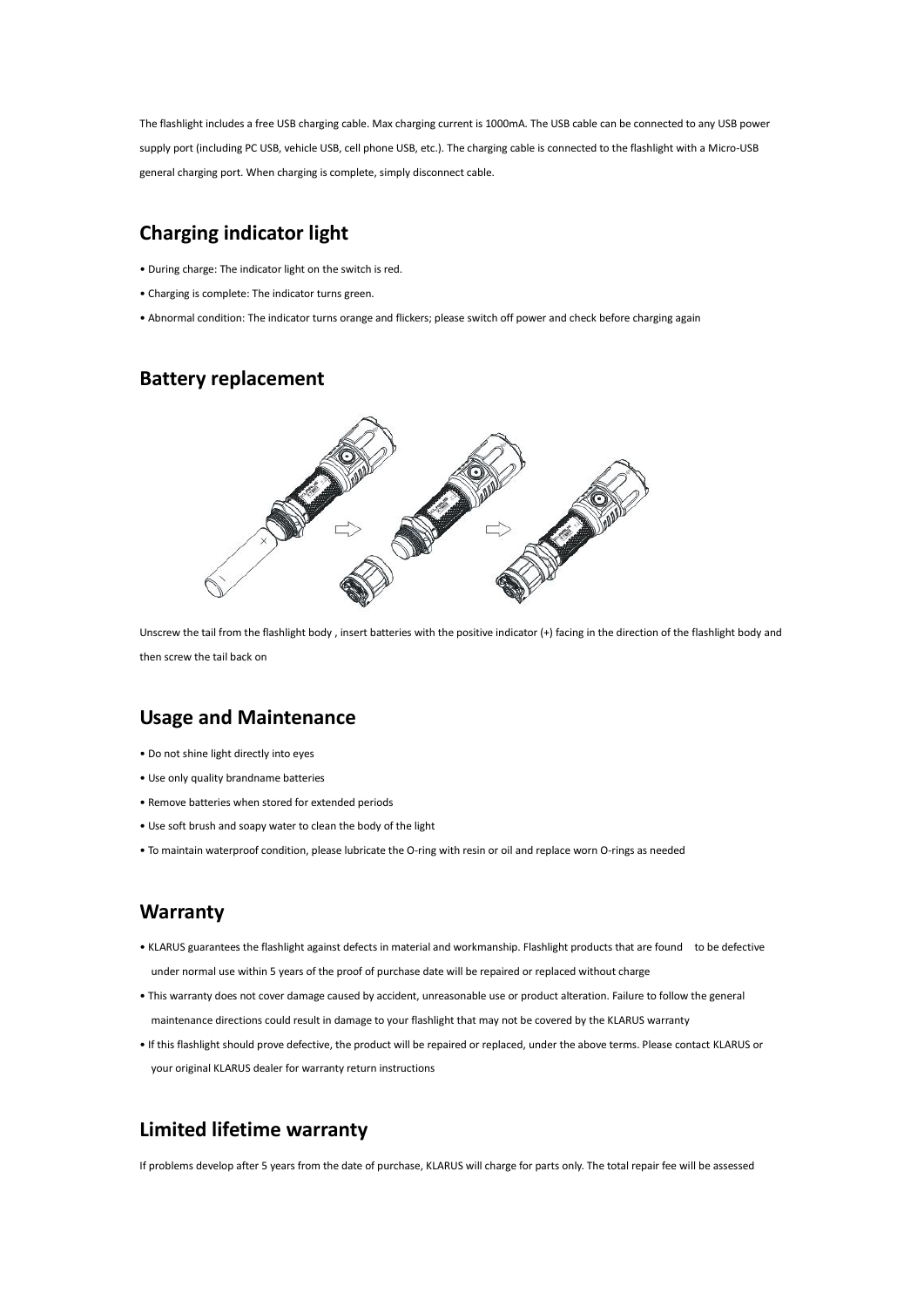The flashlight includes a free USB charging cable. Max charging current is 1000mA. The USB cable can be connected to any USB power supply port (including PC USB, vehicle USB, cell phone USB, etc.). The charging cable is connected to the flashlight with a Micro-USB general charging port. When charging is complete, simply disconnect cable.

## Charging indicator light

- During charge: The indicator light on the switch is red.
- Charging is complete: The indicator turns green.
- Abnormal condition: The indicator turns orange and flickers; please switch off power and check before charging again

## Battery replacement

Unscrew the tail from the flashlight body , insert batteries with the positive indicator (+) facing in the direction of the flashlight body and then screw the tail back on

## Usage and Maintenance

- Do not shine light directly into eyes
- Use only quality brandname batteries
- Remove batteries when stored for extended periods
- Use soft brush and soapy water to clean the body of the light
- To maintain waterproof condition, please lubricate the O-ring with resin or oil and replace worn O-rings as needed

## Warranty

- KLARUS guarantees the flashlight against defects in material and workmanship. Flashlight products that are found to be defective under normal use within 5 years of the proof of purchase date will be repaired or replaced without charge
- This warranty does not cover damage caused by accident, unreasonable use or product alteration. Failure to follow the general maintenance directions could result in damage to your flashlight that may not be covered by the KLARUS warranty
- If this flashlight should prove defective, the product will be repaired or replaced, under the above terms. Please contact KLARUS or your original KLARUS dealer for warranty return instructions

## Limited lifetime warranty

If problems develop after 5 years from the date of purchase, KLARUS will charge for parts only. The total repair fee will be assessed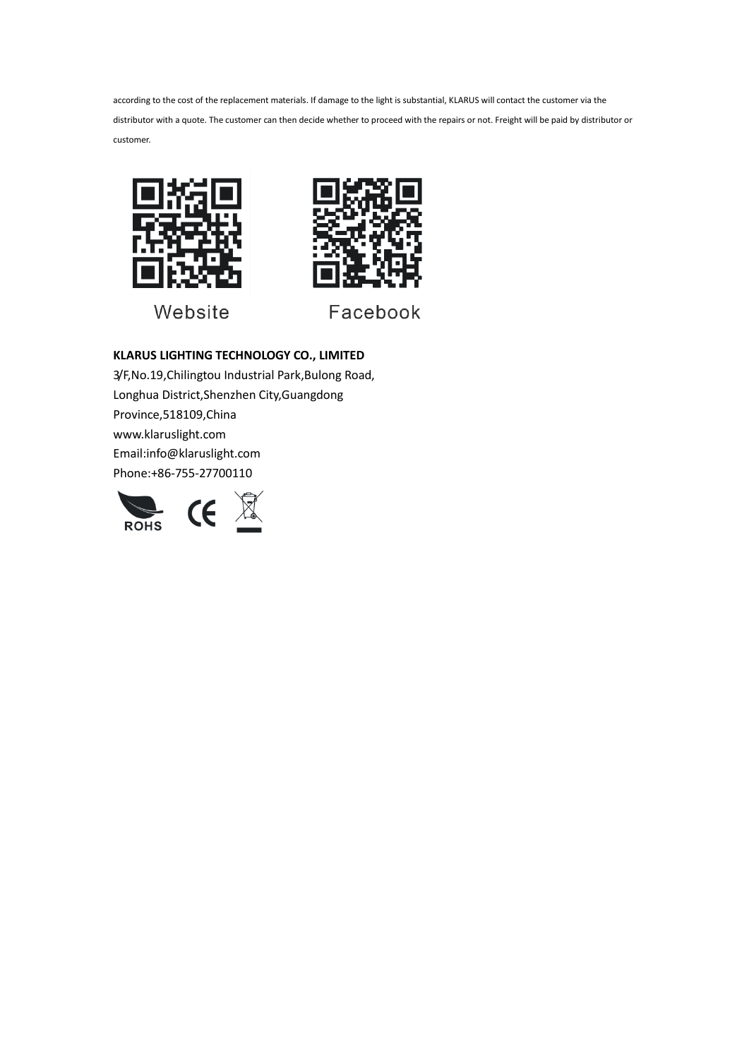according to the cost of the replacement materials. If damage to the light is substantial, KLARUS will contact the customer via the distributor with a quote. The customer can then decide whether to proceed with the repairs or not. Freight will be paid by distributor or customer.

Website

Facebook

**KLARUS LIGHTING TECHNOLOGY CO., LIMITED**

3/F,No.19,Chilingtou Industrial Park,Bulong Road,
Longhua District,Shenzhen City,Guangdong
Province,518109,China
www.klaruslight.com
Email:info@klaruslight.com
Phone:+86-755-27700110

ROHS